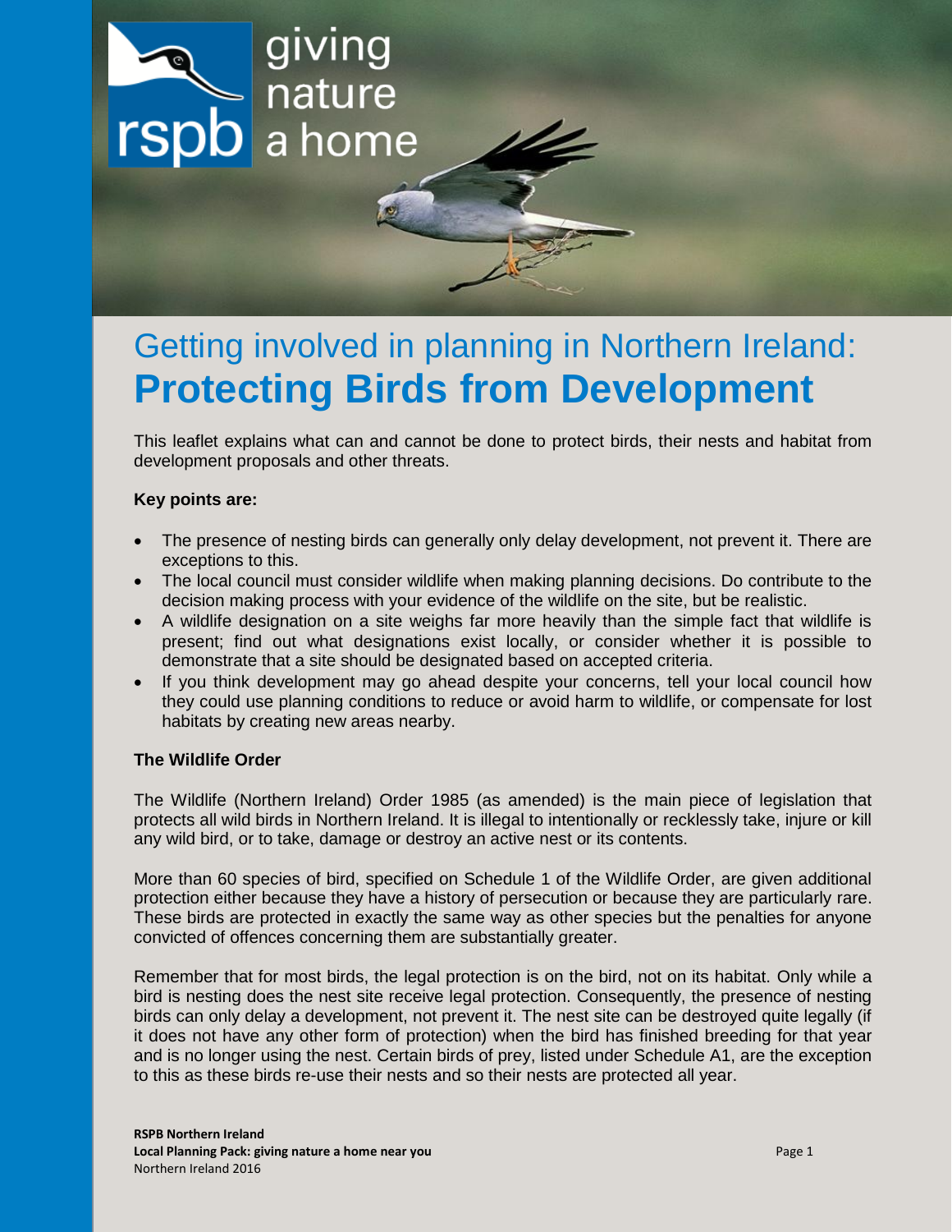# Getting involved in planning in Northern Ireland: **Protecting Birds from Development**

This leaflet explains what can and cannot be done to protect birds, their nests and habitat from development proposals and other threats.

**Key points are:**

- The presence of nesting birds can generally only delay development, not prevent it. There are exceptions to this.
- The local council must consider wildlife when making planning decisions. Do contribute to the decision making process with your evidence of the wildlife on the site, but be realistic.
- A wildlife designation on a site weighs far more heavily than the simple fact that wildlife is present; find out what designations exist locally, or consider whether it is possible to demonstrate that a site should be designated based on accepted criteria.
- If you think development may go ahead despite your concerns, tell your local council how they could use planning conditions to reduce or avoid harm to wildlife, or compensate for lost habitats by creating new areas nearby.

**The Wildlife Order**

The Wildlife (Northern Ireland) Order 1985 (as amended) is the main piece of legislation that protects all wild birds in Northern Ireland. It is illegal to intentionally or recklessly take, injure or kill any wild bird, or to take, damage or destroy an active nest or its contents.

More than 60 species of bird, specified on Schedule 1 of the Wildlife Order, are given additional protection either because they have a history of persecution or because they are particularly rare. These birds are protected in exactly the same way as other species but the penalties for anyone convicted of offences concerning them are substantially greater.

Remember that for most birds, the legal protection is on the bird, not on its habitat. Only while a bird is nesting does the nest site receive legal protection. Consequently, the presence of nesting birds can only delay a development, not prevent it. The nest site can be destroyed quite legally (if it does not have any other form of protection) when the bird has finished breeding for that year and is no longer using the nest. Certain birds of prey, listed under Schedule A1, are the exception to this as these birds re-use their nests and so their nests are protected all year.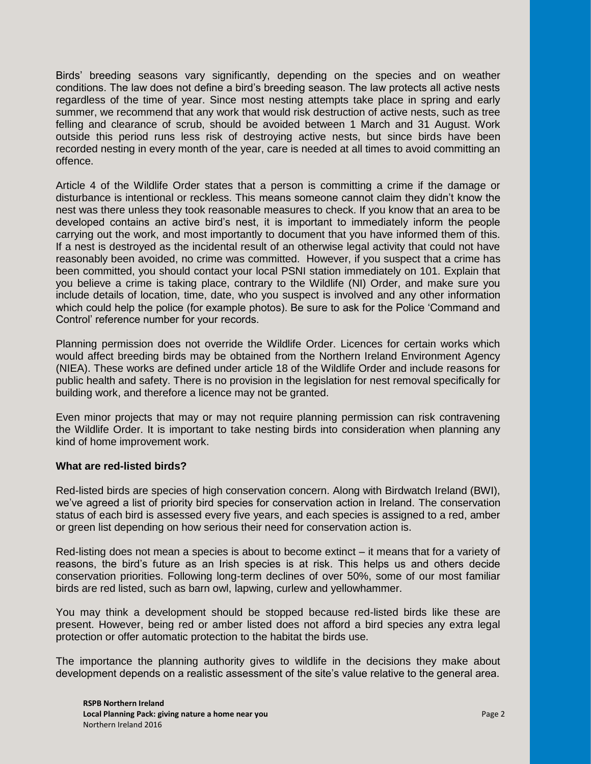Birds' breeding seasons vary significantly, depending on the species and on weather conditions. The law does not define a bird's breeding season. The law protects all active nests regardless of the time of year. Since most nesting attempts take place in spring and early summer, we recommend that any work that would risk destruction of active nests, such as tree felling and clearance of scrub, should be avoided between 1 March and 31 August. Work outside this period runs less risk of destroying active nests, but since birds have been recorded nesting in every month of the year, care is needed at all times to avoid committing an offence.

Article 4 of the Wildlife Order states that a person is committing a crime if the damage or disturbance is intentional or reckless. This means someone cannot claim they didn't know the nest was there unless they took reasonable measures to check. If you know that an area to be developed contains an active bird's nest, it is important to immediately inform the people carrying out the work, and most importantly to document that you have informed them of this. If a nest is destroyed as the incidental result of an otherwise legal activity that could not have reasonably been avoided, no crime was committed. However, if you suspect that a crime has been committed, you should contact your local PSNI station immediately on 101. Explain that you believe a crime is taking place, contrary to the Wildlife (NI) Order, and make sure you include details of location, time, date, who you suspect is involved and any other information which could help the police (for example photos). Be sure to ask for the Police 'Command and Control' reference number for your records.

Planning permission does not override the Wildlife Order. Licences for certain works which would affect breeding birds may be obtained from the Northern Ireland Environment Agency (NIEA). These works are defined under article 18 of the Wildlife Order and include reasons for public health and safety. There is no provision in the legislation for nest removal specifically for building work, and therefore a licence may not be granted.

Even minor projects that may or may not require planning permission can risk contravening the Wildlife Order. It is important to take nesting birds into consideration when planning any kind of home improvement work.

**What are red-listed birds?**

Red-listed birds are species of high conservation concern. Along with Birdwatch Ireland (BWI), we've agreed a list of priority bird species for conservation action in Ireland. The conservation status of each bird is assessed every five years, and each species is assigned to a red, amber or green list depending on how serious their need for conservation action is.

Red-listing does not mean a species is about to become extinct – it means that for a variety of reasons, the bird's future as an Irish species is at risk. This helps us and others decide conservation priorities. Following long-term declines of over 50%, some of our most familiar birds are red listed, such as barn owl, lapwing, curlew and yellowhammer.

You may think a development should be stopped because red-listed birds like these are present. However, being red or amber listed does not afford a bird species any extra legal protection or offer automatic protection to the habitat the birds use.

The importance the planning authority gives to wildlife in the decisions they make about development depends on a realistic assessment of the site's value relative to the general area.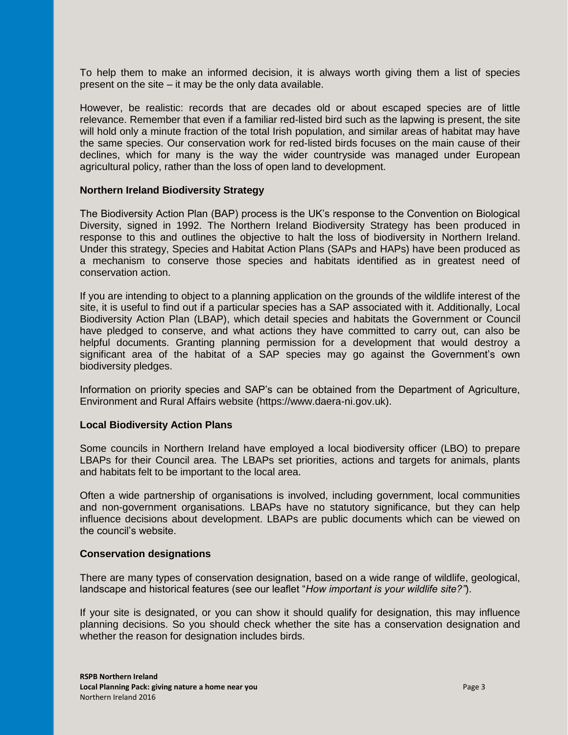To help them to make an informed decision, it is always worth giving them a list of species present on the site – it may be the only data available.

However, be realistic: records that are decades old or about escaped species are of little relevance. Remember that even if a familiar red-listed bird such as the lapwing is present, the site will hold only a minute fraction of the total Irish population, and similar areas of habitat may have the same species. Our conservation work for red-listed birds focuses on the main cause of their declines, which for many is the way the wider countryside was managed under European agricultural policy, rather than the loss of open land to development.

**Northern Ireland Biodiversity Strategy**

The Biodiversity Action Plan (BAP) process is the UK's response to the Convention on Biological Diversity, signed in 1992. The Northern Ireland Biodiversity Strategy has been produced in response to this and outlines the objective to halt the loss of biodiversity in Northern Ireland. Under this strategy, Species and Habitat Action Plans (SAPs and HAPs) have been produced as a mechanism to conserve those species and habitats identified as in greatest need of conservation action.

If you are intending to object to a planning application on the grounds of the wildlife interest of the site, it is useful to find out if a particular species has a SAP associated with it. Additionally, Local Biodiversity Action Plan (LBAP), which detail species and habitats the Government or Council have pledged to conserve, and what actions they have committed to carry out, can also be helpful documents. Granting planning permission for a development that would destroy a significant area of the habitat of a SAP species may go against the Government's own biodiversity pledges.

Information on priority species and SAP's can be obtained from the Department of Agriculture, Environment and Rural Affairs website (https://www.daera-ni.gov.uk).

**Local Biodiversity Action Plans**

Some councils in Northern Ireland have employed a local biodiversity officer (LBO) to prepare LBAPs for their Council area. The LBAPs set priorities, actions and targets for animals, plants and habitats felt to be important to the local area.

Often a wide partnership of organisations is involved, including government, local communities and non-government organisations. LBAPs have no statutory significance, but they can help influence decisions about development. LBAPs are public documents which can be viewed on the council's website.

**Conservation designations**

There are many types of conservation designation, based on a wide range of wildlife, geological, landscape and historical features (see our leaflet "*How important is your wildlife site?"*).

If your site is designated, or you can show it should qualify for designation, this may influence planning decisions. So you should check whether the site has a conservation designation and whether the reason for designation includes birds.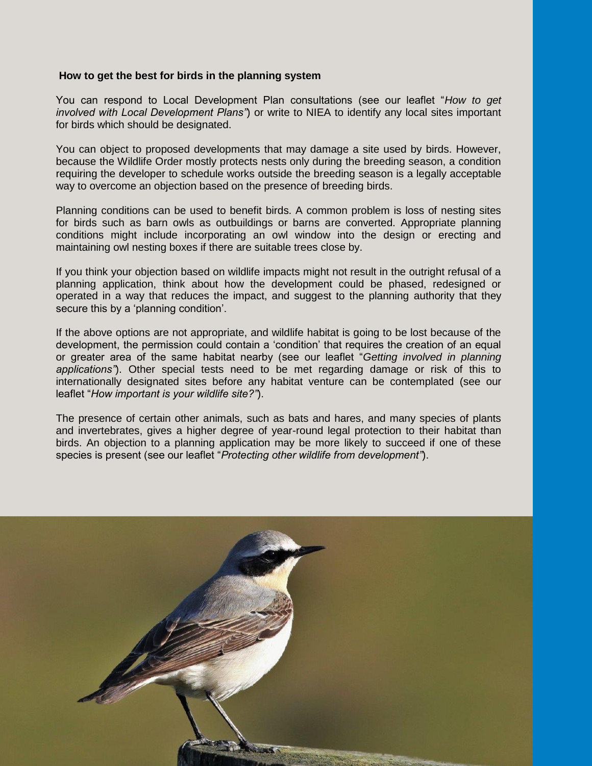**How to get the best for birds in the planning system**

You can respond to Local Development Plan consultations (see our leaflet "*How to get involved with Local Development Plans"*) or write to NIEA to identify any local sites important for birds which should be designated.

You can object to proposed developments that may damage a site used by birds. However, because the Wildlife Order mostly protects nests only during the breeding season, a condition requiring the developer to schedule works outside the breeding season is a legally acceptable way to overcome an objection based on the presence of breeding birds.

Planning conditions can be used to benefit birds. A common problem is loss of nesting sites for birds such as barn owls as outbuildings or barns are converted. Appropriate planning conditions might include incorporating an owl window into the design or erecting and maintaining owl nesting boxes if there are suitable trees close by.

If you think your objection based on wildlife impacts might not result in the outright refusal of a planning application, think about how the development could be phased, redesigned or operated in a way that reduces the impact, and suggest to the planning authority that they secure this by a 'planning condition'.

If the above options are not appropriate, and wildlife habitat is going to be lost because of the development, the permission could contain a 'condition' that requires the creation of an equal or greater area of the same habitat nearby (see our leaflet "*Getting involved in planning applications"*). Other special tests need to be met regarding damage or risk of this to internationally designated sites before any habitat venture can be contemplated (see our leaflet "*How important is your wildlife site?"*).

The presence of certain other animals, such as bats and hares, and many species of plants and invertebrates, gives a higher degree of year-round legal protection to their habitat than birds. An objection to a planning application may be more likely to succeed if one of these species is present (see our leaflet "*Protecting other wildlife from development"*).